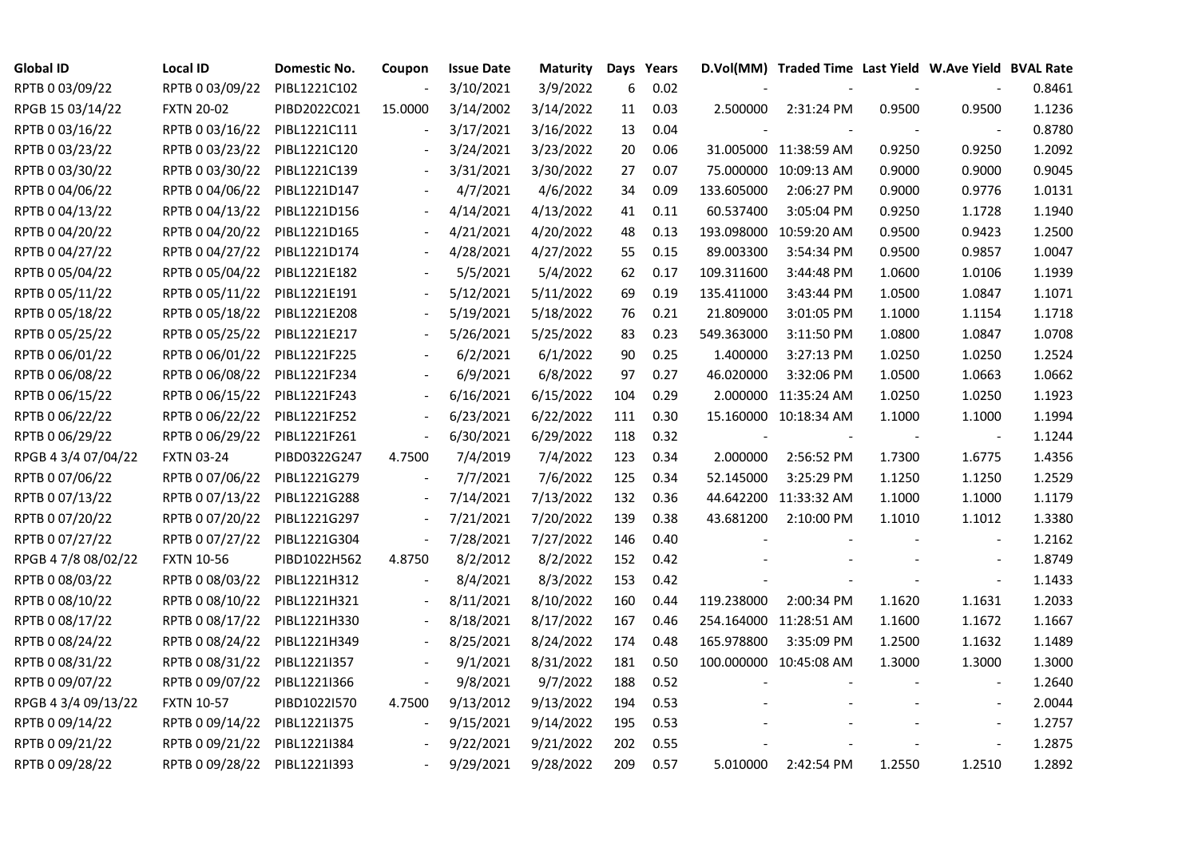| Global ID | Local ID | Domestic No. | Coupon | Issue Date | Maturity | Days | Years | D.Vol(MM) | Traded Time | Last Yield | W.Ave Yield | BVAL Rate |
|---|---|---|---|---|---|---|---|---|---|---|---|---|
| RPTB 0 03/09/22 | RPTB 0 03/09/22 | PIBL1221C102 | - | 3/10/2021 | 3/9/2022 | 6 | 0.02 | - | - | - | - | 0.8461 |
| RPGB 15 03/14/22 | FXTN 20-02 | PIBD2022C021 | 15.0000 | 3/14/2002 | 3/14/2022 | 11 | 0.03 | 2.500000 | 2:31:24 PM | 0.9500 | 0.9500 | 1.1236 |
| RPTB 0 03/16/22 | RPTB 0 03/16/22 | PIBL1221C111 | - | 3/17/2021 | 3/16/2022 | 13 | 0.04 | - | - | - | - | 0.8780 |
| RPTB 0 03/23/22 | RPTB 0 03/23/22 | PIBL1221C120 | - | 3/24/2021 | 3/23/2022 | 20 | 0.06 | 31.005000 | 11:38:59 AM | 0.9250 | 0.9250 | 1.2092 |
| RPTB 0 03/30/22 | RPTB 0 03/30/22 | PIBL1221C139 | - | 3/31/2021 | 3/30/2022 | 27 | 0.07 | 75.000000 | 10:09:13 AM | 0.9000 | 0.9000 | 0.9045 |
| RPTB 0 04/06/22 | RPTB 0 04/06/22 | PIBL1221D147 | - | 4/7/2021 | 4/6/2022 | 34 | 0.09 | 133.605000 | 2:06:27 PM | 0.9000 | 0.9776 | 1.0131 |
| RPTB 0 04/13/22 | RPTB 0 04/13/22 | PIBL1221D156 | - | 4/14/2021 | 4/13/2022 | 41 | 0.11 | 60.537400 | 3:05:04 PM | 0.9250 | 1.1728 | 1.1940 |
| RPTB 0 04/20/22 | RPTB 0 04/20/22 | PIBL1221D165 | - | 4/21/2021 | 4/20/2022 | 48 | 0.13 | 193.098000 | 10:59:20 AM | 0.9500 | 0.9423 | 1.2500 |
| RPTB 0 04/27/22 | RPTB 0 04/27/22 | PIBL1221D174 | - | 4/28/2021 | 4/27/2022 | 55 | 0.15 | 89.003300 | 3:54:34 PM | 0.9500 | 0.9857 | 1.0047 |
| RPTB 0 05/04/22 | RPTB 0 05/04/22 | PIBL1221E182 | - | 5/5/2021 | 5/4/2022 | 62 | 0.17 | 109.311600 | 3:44:48 PM | 1.0600 | 1.0106 | 1.1939 |
| RPTB 0 05/11/22 | RPTB 0 05/11/22 | PIBL1221E191 | - | 5/12/2021 | 5/11/2022 | 69 | 0.19 | 135.411000 | 3:43:44 PM | 1.0500 | 1.0847 | 1.1071 |
| RPTB 0 05/18/22 | RPTB 0 05/18/22 | PIBL1221E208 | - | 5/19/2021 | 5/18/2022 | 76 | 0.21 | 21.809000 | 3:01:05 PM | 1.1000 | 1.1154 | 1.1718 |
| RPTB 0 05/25/22 | RPTB 0 05/25/22 | PIBL1221E217 | - | 5/26/2021 | 5/25/2022 | 83 | 0.23 | 549.363000 | 3:11:50 PM | 1.0800 | 1.0847 | 1.0708 |
| RPTB 0 06/01/22 | RPTB 0 06/01/22 | PIBL1221F225 | - | 6/2/2021 | 6/1/2022 | 90 | 0.25 | 1.400000 | 3:27:13 PM | 1.0250 | 1.0250 | 1.2524 |
| RPTB 0 06/08/22 | RPTB 0 06/08/22 | PIBL1221F234 | - | 6/9/2021 | 6/8/2022 | 97 | 0.27 | 46.020000 | 3:32:06 PM | 1.0500 | 1.0663 | 1.0662 |
| RPTB 0 06/15/22 | RPTB 0 06/15/22 | PIBL1221F243 | - | 6/16/2021 | 6/15/2022 | 104 | 0.29 | 2.000000 | 11:35:24 AM | 1.0250 | 1.0250 | 1.1923 |
| RPTB 0 06/22/22 | RPTB 0 06/22/22 | PIBL1221F252 | - | 6/23/2021 | 6/22/2022 | 111 | 0.30 | 15.160000 | 10:18:34 AM | 1.1000 | 1.1000 | 1.1994 |
| RPTB 0 06/29/22 | RPTB 0 06/29/22 | PIBL1221F261 | - | 6/30/2021 | 6/29/2022 | 118 | 0.32 | - | - | - | - | 1.1244 |
| RPGB 4 3/4 07/04/22 | FXTN 03-24 | PIBD0322G247 | 4.7500 | 7/4/2019 | 7/4/2022 | 123 | 0.34 | 2.000000 | 2:56:52 PM | 1.7300 | 1.6775 | 1.4356 |
| RPTB 0 07/06/22 | RPTB 0 07/06/22 | PIBL1221G279 | - | 7/7/2021 | 7/6/2022 | 125 | 0.34 | 52.145000 | 3:25:29 PM | 1.1250 | 1.1250 | 1.2529 |
| RPTB 0 07/13/22 | RPTB 0 07/13/22 | PIBL1221G288 | - | 7/14/2021 | 7/13/2022 | 132 | 0.36 | 44.642200 | 11:33:32 AM | 1.1000 | 1.1000 | 1.1179 |
| RPTB 0 07/20/22 | RPTB 0 07/20/22 | PIBL1221G297 | - | 7/21/2021 | 7/20/2022 | 139 | 0.38 | 43.681200 | 2:10:00 PM | 1.1010 | 1.1012 | 1.3380 |
| RPTB 0 07/27/22 | RPTB 0 07/27/22 | PIBL1221G304 | - | 7/28/2021 | 7/27/2022 | 146 | 0.40 | - | - | - | - | 1.2162 |
| RPGB 4 7/8 08/02/22 | FXTN 10-56 | PIBD1022H562 | 4.8750 | 8/2/2012 | 8/2/2022 | 152 | 0.42 | - | - | - | - | 1.8749 |
| RPTB 0 08/03/22 | RPTB 0 08/03/22 | PIBL1221H312 | - | 8/4/2021 | 8/3/2022 | 153 | 0.42 | - | - | - | - | 1.1433 |
| RPTB 0 08/10/22 | RPTB 0 08/10/22 | PIBL1221H321 | - | 8/11/2021 | 8/10/2022 | 160 | 0.44 | 119.238000 | 2:00:34 PM | 1.1620 | 1.1631 | 1.2033 |
| RPTB 0 08/17/22 | RPTB 0 08/17/22 | PIBL1221H330 | - | 8/18/2021 | 8/17/2022 | 167 | 0.46 | 254.164000 | 11:28:51 AM | 1.1600 | 1.1672 | 1.1667 |
| RPTB 0 08/24/22 | RPTB 0 08/24/22 | PIBL1221H349 | - | 8/25/2021 | 8/24/2022 | 174 | 0.48 | 165.978800 | 3:35:09 PM | 1.2500 | 1.1632 | 1.1489 |
| RPTB 0 08/31/22 | RPTB 0 08/31/22 | PIBL1221I357 | - | 9/1/2021 | 8/31/2022 | 181 | 0.50 | 100.000000 | 10:45:08 AM | 1.3000 | 1.3000 | 1.3000 |
| RPTB 0 09/07/22 | RPTB 0 09/07/22 | PIBL1221I366 | - | 9/8/2021 | 9/7/2022 | 188 | 0.52 | - | - | - | - | 1.2640 |
| RPGB 4 3/4 09/13/22 | FXTN 10-57 | PIBD1022I570 | 4.7500 | 9/13/2012 | 9/13/2022 | 194 | 0.53 | - | - | - | - | 2.0044 |
| RPTB 0 09/14/22 | RPTB 0 09/14/22 | PIBL1221I375 | - | 9/15/2021 | 9/14/2022 | 195 | 0.53 | - | - | - | - | 1.2757 |
| RPTB 0 09/21/22 | RPTB 0 09/21/22 | PIBL1221I384 | - | 9/22/2021 | 9/21/2022 | 202 | 0.55 | - | - | - | - | 1.2875 |
| RPTB 0 09/28/22 | RPTB 0 09/28/22 | PIBL1221I393 | - | 9/29/2021 | 9/28/2022 | 209 | 0.57 | 5.010000 | 2:42:54 PM | 1.2550 | 1.2510 | 1.2892 |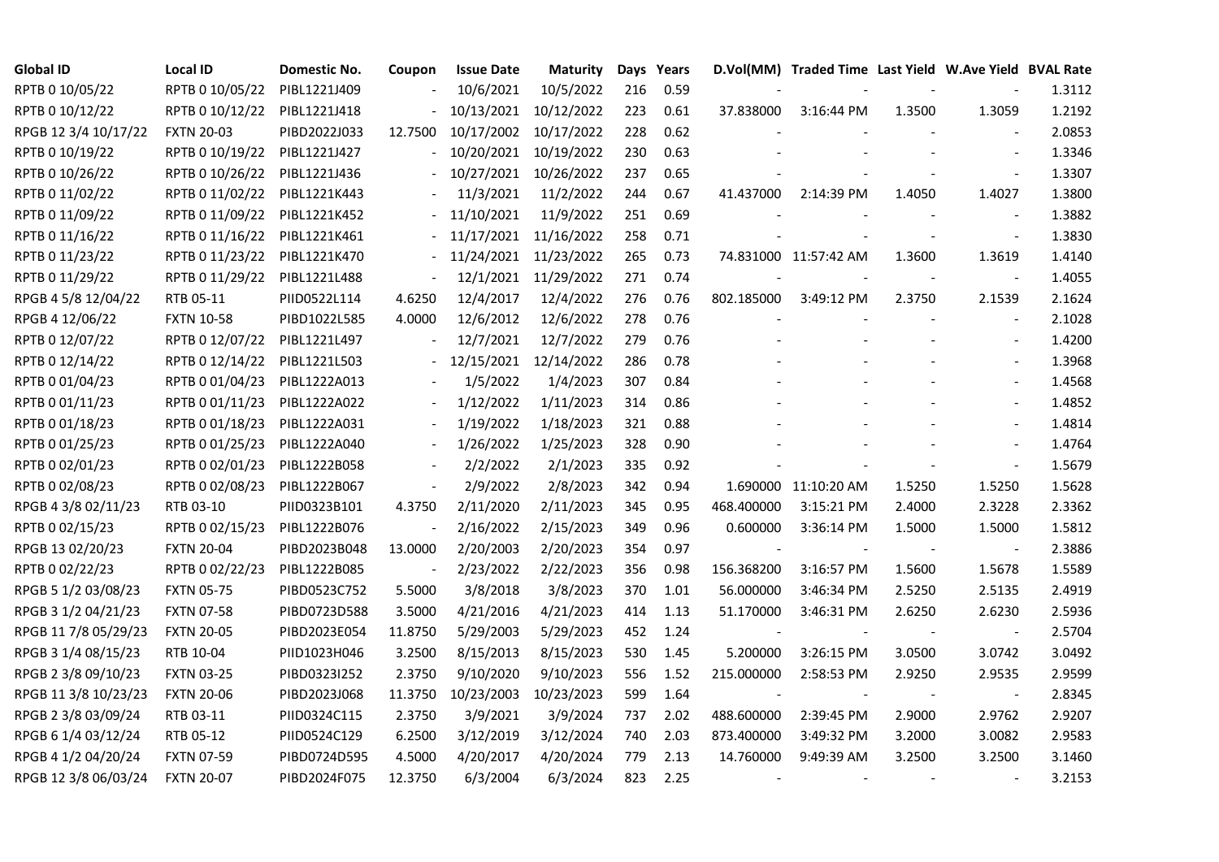| Global ID | Local ID | Domestic No. | Coupon | Issue Date | Maturity | Days | Years | D.Vol(MM) | Traded Time | Last Yield | W.Ave Yield | BVAL Rate |
|---|---|---|---|---|---|---|---|---|---|---|---|---|
| RPTB 0 10/05/22 | RPTB 0 10/05/22 | PIBL1221J409 | - | 10/6/2021 | 10/5/2022 | 216 | 0.59 | - | - | - | - | 1.3112 |
| RPTB 0 10/12/22 | RPTB 0 10/12/22 | PIBL1221J418 | - | 10/13/2021 | 10/12/2022 | 223 | 0.61 | 37.838000 | 3:16:44 PM | 1.3500 | 1.3059 | 1.2192 |
| RPGB 12 3/4 10/17/22 | FXTN 20-03 | PIBD2022J033 | 12.7500 | 10/17/2002 | 10/17/2022 | 228 | 0.62 | - | - | - | - | 2.0853 |
| RPTB 0 10/19/22 | RPTB 0 10/19/22 | PIBL1221J427 | - | 10/20/2021 | 10/19/2022 | 230 | 0.63 | - | - | - | - | 1.3346 |
| RPTB 0 10/26/22 | RPTB 0 10/26/22 | PIBL1221J436 | - | 10/27/2021 | 10/26/2022 | 237 | 0.65 | - | - | - | - | 1.3307 |
| RPTB 0 11/02/22 | RPTB 0 11/02/22 | PIBL1221K443 | - | 11/3/2021 | 11/2/2022 | 244 | 0.67 | 41.437000 | 2:14:39 PM | 1.4050 | 1.4027 | 1.3800 |
| RPTB 0 11/09/22 | RPTB 0 11/09/22 | PIBL1221K452 | - | 11/10/2021 | 11/9/2022 | 251 | 0.69 | - | - | - | - | 1.3882 |
| RPTB 0 11/16/22 | RPTB 0 11/16/22 | PIBL1221K461 | - | 11/17/2021 | 11/16/2022 | 258 | 0.71 | - | - | - | - | 1.3830 |
| RPTB 0 11/23/22 | RPTB 0 11/23/22 | PIBL1221K470 | - | 11/24/2021 | 11/23/2022 | 265 | 0.73 | 74.831000 | 11:57:42 AM | 1.3600 | 1.3619 | 1.4140 |
| RPTB 0 11/29/22 | RPTB 0 11/29/22 | PIBL1221L488 | - | 12/1/2021 | 11/29/2022 | 271 | 0.74 | - | - | - | - | 1.4055 |
| RPGB 4 5/8 12/04/22 | RTB 05-11 | PIID0522L114 | 4.6250 | 12/4/2017 | 12/4/2022 | 276 | 0.76 | 802.185000 | 3:49:12 PM | 2.3750 | 2.1539 | 2.1624 |
| RPGB 4 12/06/22 | FXTN 10-58 | PIBD1022L585 | 4.0000 | 12/6/2012 | 12/6/2022 | 278 | 0.76 | - | - | - | - | 2.1028 |
| RPTB 0 12/07/22 | RPTB 0 12/07/22 | PIBL1221L497 | - | 12/7/2021 | 12/7/2022 | 279 | 0.76 | - | - | - | - | 1.4200 |
| RPTB 0 12/14/22 | RPTB 0 12/14/22 | PIBL1221L503 | - | 12/15/2021 | 12/14/2022 | 286 | 0.78 | - | - | - | - | 1.3968 |
| RPTB 0 01/04/23 | RPTB 0 01/04/23 | PIBL1222A013 | - | 1/5/2022 | 1/4/2023 | 307 | 0.84 | - | - | - | - | 1.4568 |
| RPTB 0 01/11/23 | RPTB 0 01/11/23 | PIBL1222A022 | - | 1/12/2022 | 1/11/2023 | 314 | 0.86 | - | - | - | - | 1.4852 |
| RPTB 0 01/18/23 | RPTB 0 01/18/23 | PIBL1222A031 | - | 1/19/2022 | 1/18/2023 | 321 | 0.88 | - | - | - | - | 1.4814 |
| RPTB 0 01/25/23 | RPTB 0 01/25/23 | PIBL1222A040 | - | 1/26/2022 | 1/25/2023 | 328 | 0.90 | - | - | - | - | 1.4764 |
| RPTB 0 02/01/23 | RPTB 0 02/01/23 | PIBL1222B058 | - | 2/2/2022 | 2/1/2023 | 335 | 0.92 | - | - | - | - | 1.5679 |
| RPTB 0 02/08/23 | RPTB 0 02/08/23 | PIBL1222B067 | - | 2/9/2022 | 2/8/2023 | 342 | 0.94 | 1.690000 | 11:10:20 AM | 1.5250 | 1.5250 | 1.5628 |
| RPGB 4 3/8 02/11/23 | RTB 03-10 | PIID0323B101 | 4.3750 | 2/11/2020 | 2/11/2023 | 345 | 0.95 | 468.400000 | 3:15:21 PM | 2.4000 | 2.3228 | 2.3362 |
| RPTB 0 02/15/23 | RPTB 0 02/15/23 | PIBL1222B076 | - | 2/16/2022 | 2/15/2023 | 349 | 0.96 | 0.600000 | 3:36:14 PM | 1.5000 | 1.5000 | 1.5812 |
| RPGB 13 02/20/23 | FXTN 20-04 | PIBD2023B048 | 13.0000 | 2/20/2003 | 2/20/2023 | 354 | 0.97 | - | - | - | - | 2.3886 |
| RPTB 0 02/22/23 | RPTB 0 02/22/23 | PIBL1222B085 | - | 2/23/2022 | 2/22/2023 | 356 | 0.98 | 156.368200 | 3:16:57 PM | 1.5600 | 1.5678 | 1.5589 |
| RPGB 5 1/2 03/08/23 | FXTN 05-75 | PIBD0523C752 | 5.5000 | 3/8/2018 | 3/8/2023 | 370 | 1.01 | 56.000000 | 3:46:34 PM | 2.5250 | 2.5135 | 2.4919 |
| RPGB 3 1/2 04/21/23 | FXTN 07-58 | PIBD0723D588 | 3.5000 | 4/21/2016 | 4/21/2023 | 414 | 1.13 | 51.170000 | 3:46:31 PM | 2.6250 | 2.6230 | 2.5936 |
| RPGB 11 7/8 05/29/23 | FXTN 20-05 | PIBD2023E054 | 11.8750 | 5/29/2003 | 5/29/2023 | 452 | 1.24 | - | - | - | - | 2.5704 |
| RPGB 3 1/4 08/15/23 | RTB 10-04 | PIID1023H046 | 3.2500 | 8/15/2013 | 8/15/2023 | 530 | 1.45 | 5.200000 | 3:26:15 PM | 3.0500 | 3.0742 | 3.0492 |
| RPGB 2 3/8 09/10/23 | FXTN 03-25 | PIBD0323I252 | 2.3750 | 9/10/2020 | 9/10/2023 | 556 | 1.52 | 215.000000 | 2:58:53 PM | 2.9250 | 2.9535 | 2.9599 |
| RPGB 11 3/8 10/23/23 | FXTN 20-06 | PIBD2023J068 | 11.3750 | 10/23/2003 | 10/23/2023 | 599 | 1.64 | - | - | - | - | 2.8345 |
| RPGB 2 3/8 03/09/24 | RTB 03-11 | PIID0324C115 | 2.3750 | 3/9/2021 | 3/9/2024 | 737 | 2.02 | 488.600000 | 2:39:45 PM | 2.9000 | 2.9762 | 2.9207 |
| RPGB 6 1/4 03/12/24 | RTB 05-12 | PIID0524C129 | 6.2500 | 3/12/2019 | 3/12/2024 | 740 | 2.03 | 873.400000 | 3:49:32 PM | 3.2000 | 3.0082 | 2.9583 |
| RPGB 4 1/2 04/20/24 | FXTN 07-59 | PIBD0724D595 | 4.5000 | 4/20/2017 | 4/20/2024 | 779 | 2.13 | 14.760000 | 9:49:39 AM | 3.2500 | 3.2500 | 3.1460 |
| RPGB 12 3/8 06/03/24 | FXTN 20-07 | PIBD2024F075 | 12.3750 | 6/3/2004 | 6/3/2024 | 823 | 2.25 | - | - | - | - | 3.2153 |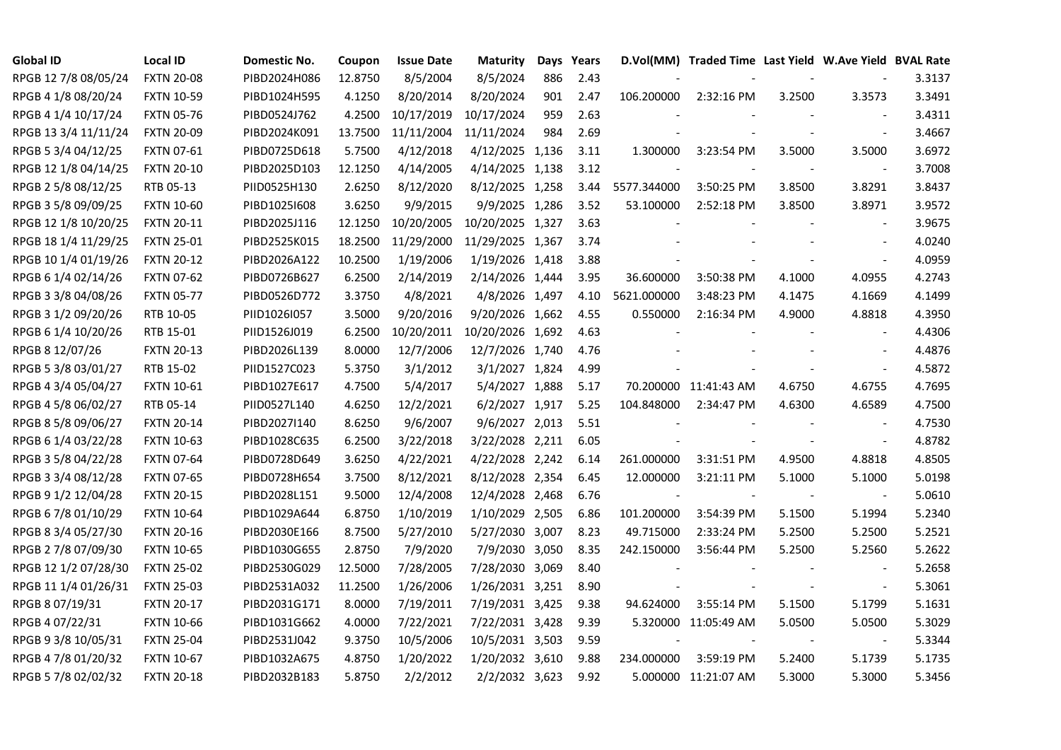| Global ID | Local ID | Domestic No. | Coupon | Issue Date | Maturity | Days | Years | D.Vol(MM) | Traded Time | Last Yield | W.Ave Yield | BVAL Rate |
|---|---|---|---|---|---|---|---|---|---|---|---|---|
| RPGB 12 7/8 08/05/24 | FXTN 20-08 | PIBD2024H086 | 12.8750 | 8/5/2004 | 8/5/2024 | 886 | 2.43 | - | - | - | - | 3.3137 |
| RPGB 4 1/8 08/20/24 | FXTN 10-59 | PIBD1024H595 | 4.1250 | 8/20/2014 | 8/20/2024 | 901 | 2.47 | 106.200000 | 2:32:16 PM | 3.2500 | 3.3573 | 3.3491 |
| RPGB 4 1/4 10/17/24 | FXTN 05-76 | PIBD0524J762 | 4.2500 | 10/17/2019 | 10/17/2024 | 959 | 2.63 | - | - | - | - | 3.4311 |
| RPGB 13 3/4 11/11/24 | FXTN 20-09 | PIBD2024K091 | 13.7500 | 11/11/2004 | 11/11/2024 | 984 | 2.69 | - | - | - | - | 3.4667 |
| RPGB 5 3/4 04/12/25 | FXTN 07-61 | PIBD0725D618 | 5.7500 | 4/12/2018 | 4/12/2025 | 1,136 | 3.11 | 1.300000 | 3:23:54 PM | 3.5000 | 3.5000 | 3.6972 |
| RPGB 12 1/8 04/14/25 | FXTN 20-10 | PIBD2025D103 | 12.1250 | 4/14/2005 | 4/14/2025 | 1,138 | 3.12 | - | - | - | - | 3.7008 |
| RPGB 2 5/8 08/12/25 | RTB 05-13 | PIID0525H130 | 2.6250 | 8/12/2020 | 8/12/2025 | 1,258 | 3.44 | 5577.344000 | 3:50:25 PM | 3.8500 | 3.8291 | 3.8437 |
| RPGB 3 5/8 09/09/25 | FXTN 10-60 | PIBD1025I608 | 3.6250 | 9/9/2015 | 9/9/2025 | 1,286 | 3.52 | 53.100000 | 2:52:18 PM | 3.8500 | 3.8971 | 3.9572 |
| RPGB 12 1/8 10/20/25 | FXTN 20-11 | PIBD2025J116 | 12.1250 | 10/20/2005 | 10/20/2025 | 1,327 | 3.63 | - | - | - | - | 3.9675 |
| RPGB 18 1/4 11/29/25 | FXTN 25-01 | PIBD2525K015 | 18.2500 | 11/29/2000 | 11/29/2025 | 1,367 | 3.74 | - | - | - | - | 4.0240 |
| RPGB 10 1/4 01/19/26 | FXTN 20-12 | PIBD2026A122 | 10.2500 | 1/19/2006 | 1/19/2026 | 1,418 | 3.88 | - | - | - | - | 4.0959 |
| RPGB 6 1/4 02/14/26 | FXTN 07-62 | PIBD0726B627 | 6.2500 | 2/14/2019 | 2/14/2026 | 1,444 | 3.95 | 36.600000 | 3:50:38 PM | 4.1000 | 4.0955 | 4.2743 |
| RPGB 3 3/8 04/08/26 | FXTN 05-77 | PIBD0526D772 | 3.3750 | 4/8/2021 | 4/8/2026 | 1,497 | 4.10 | 5621.000000 | 3:48:23 PM | 4.1475 | 4.1669 | 4.1499 |
| RPGB 3 1/2 09/20/26 | RTB 10-05 | PIID1026I057 | 3.5000 | 9/20/2016 | 9/20/2026 | 1,662 | 4.55 | 0.550000 | 2:16:34 PM | 4.9000 | 4.8818 | 4.3950 |
| RPGB 6 1/4 10/20/26 | RTB 15-01 | PIID1526J019 | 6.2500 | 10/20/2011 | 10/20/2026 | 1,692 | 4.63 | - | - | - | - | 4.4306 |
| RPGB 8 12/07/26 | FXTN 20-13 | PIBD2026L139 | 8.0000 | 12/7/2006 | 12/7/2026 | 1,740 | 4.76 | - | - | - | - | 4.4876 |
| RPGB 5 3/8 03/01/27 | RTB 15-02 | PIID1527C023 | 5.3750 | 3/1/2012 | 3/1/2027 | 1,824 | 4.99 | - | - | - | - | 4.5872 |
| RPGB 4 3/4 05/04/27 | FXTN 10-61 | PIBD1027E617 | 4.7500 | 5/4/2017 | 5/4/2027 | 1,888 | 5.17 | 70.200000 | 11:41:43 AM | 4.6750 | 4.6755 | 4.7695 |
| RPGB 4 5/8 06/02/27 | RTB 05-14 | PIID0527L140 | 4.6250 | 12/2/2021 | 6/2/2027 | 1,917 | 5.25 | 104.848000 | 2:34:47 PM | 4.6300 | 4.6589 | 4.7500 |
| RPGB 8 5/8 09/06/27 | FXTN 20-14 | PIBD2027I140 | 8.6250 | 9/6/2007 | 9/6/2027 | 2,013 | 5.51 | - | - | - | - | 4.7530 |
| RPGB 6 1/4 03/22/28 | FXTN 10-63 | PIBD1028C635 | 6.2500 | 3/22/2018 | 3/22/2028 | 2,211 | 6.05 | - | - | - | - | 4.8782 |
| RPGB 3 5/8 04/22/28 | FXTN 07-64 | PIBD0728D649 | 3.6250 | 4/22/2021 | 4/22/2028 | 2,242 | 6.14 | 261.000000 | 3:31:51 PM | 4.9500 | 4.8818 | 4.8505 |
| RPGB 3 3/4 08/12/28 | FXTN 07-65 | PIBD0728H654 | 3.7500 | 8/12/2021 | 8/12/2028 | 2,354 | 6.45 | 12.000000 | 3:21:11 PM | 5.1000 | 5.1000 | 5.0198 |
| RPGB 9 1/2 12/04/28 | FXTN 20-15 | PIBD2028L151 | 9.5000 | 12/4/2008 | 12/4/2028 | 2,468 | 6.76 | - | - | - | - | 5.0610 |
| RPGB 6 7/8 01/10/29 | FXTN 10-64 | PIBD1029A644 | 6.8750 | 1/10/2019 | 1/10/2029 | 2,505 | 6.86 | 101.200000 | 3:54:39 PM | 5.1500 | 5.1994 | 5.2340 |
| RPGB 8 3/4 05/27/30 | FXTN 20-16 | PIBD2030E166 | 8.7500 | 5/27/2010 | 5/27/2030 | 3,007 | 8.23 | 49.715000 | 2:33:24 PM | 5.2500 | 5.2500 | 5.2521 |
| RPGB 2 7/8 07/09/30 | FXTN 10-65 | PIBD1030G655 | 2.8750 | 7/9/2020 | 7/9/2030 | 3,050 | 8.35 | 242.150000 | 3:56:44 PM | 5.2500 | 5.2560 | 5.2622 |
| RPGB 12 1/2 07/28/30 | FXTN 25-02 | PIBD2530G029 | 12.5000 | 7/28/2005 | 7/28/2030 | 3,069 | 8.40 | - | - | - | - | 5.2658 |
| RPGB 11 1/4 01/26/31 | FXTN 25-03 | PIBD2531A032 | 11.2500 | 1/26/2006 | 1/26/2031 | 3,251 | 8.90 | - | - | - | - | 5.3061 |
| RPGB 8 07/19/31 | FXTN 20-17 | PIBD2031G171 | 8.0000 | 7/19/2011 | 7/19/2031 | 3,425 | 9.38 | 94.624000 | 3:55:14 PM | 5.1500 | 5.1799 | 5.1631 |
| RPGB 4 07/22/31 | FXTN 10-66 | PIBD1031G662 | 4.0000 | 7/22/2021 | 7/22/2031 | 3,428 | 9.39 | 5.320000 | 11:05:49 AM | 5.0500 | 5.0500 | 5.3029 |
| RPGB 9 3/8 10/05/31 | FXTN 25-04 | PIBD2531J042 | 9.3750 | 10/5/2006 | 10/5/2031 | 3,503 | 9.59 | - | - | - | - | 5.3344 |
| RPGB 4 7/8 01/20/32 | FXTN 10-67 | PIBD1032A675 | 4.8750 | 1/20/2022 | 1/20/2032 | 3,610 | 9.88 | 234.000000 | 3:59:19 PM | 5.2400 | 5.1739 | 5.1735 |
| RPGB 5 7/8 02/02/32 | FXTN 20-18 | PIBD2032B183 | 5.8750 | 2/2/2012 | 2/2/2032 | 3,623 | 9.92 | 5.000000 | 11:21:07 AM | 5.3000 | 5.3000 | 5.3456 |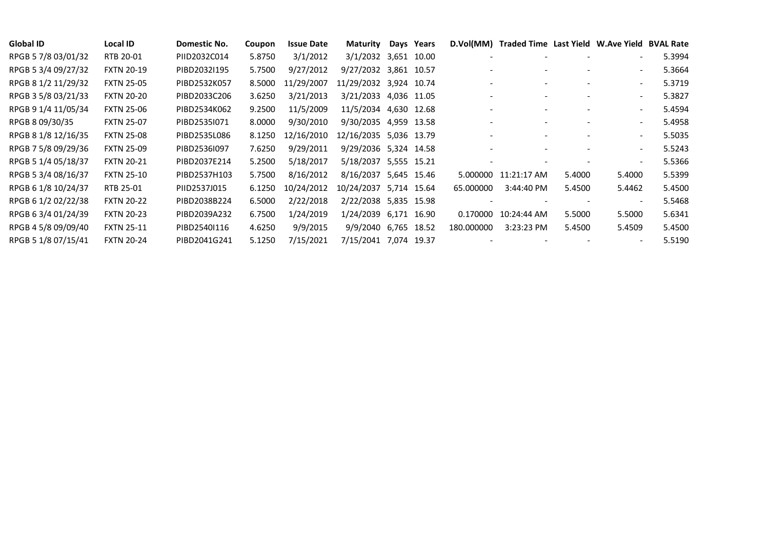| Global ID | Local ID | Domestic No. | Coupon | Issue Date | Maturity | Days | Years | D.Vol(MM) | Traded Time | Last Yield | W.Ave Yield | BVAL Rate |
|---|---|---|---|---|---|---|---|---|---|---|---|---|
| RPGB 5 7/8 03/01/32 | RTB 20-01 | PIID2032C014 | 5.8750 | 3/1/2012 | 3/1/2032 | 3,651 | 10.00 | - | - | - | - | 5.3994 |
| RPGB 5 3/4 09/27/32 | FXTN 20-19 | PIBD2032I195 | 5.7500 | 9/27/2012 | 9/27/2032 | 3,861 | 10.57 | - | - | - | - | 5.3664 |
| RPGB 8 1/2 11/29/32 | FXTN 25-05 | PIBD2532K057 | 8.5000 | 11/29/2007 | 11/29/2032 | 3,924 | 10.74 | - | - | - | - | 5.3719 |
| RPGB 3 5/8 03/21/33 | FXTN 20-20 | PIBD2033C206 | 3.6250 | 3/21/2013 | 3/21/2033 | 4,036 | 11.05 | - | - | - | - | 5.3827 |
| RPGB 9 1/4 11/05/34 | FXTN 25-06 | PIBD2534K062 | 9.2500 | 11/5/2009 | 11/5/2034 | 4,630 | 12.68 | - | - | - | - | 5.4594 |
| RPGB 8 09/30/35 | FXTN 25-07 | PIBD2535I071 | 8.0000 | 9/30/2010 | 9/30/2035 | 4,959 | 13.58 | - | - | - | - | 5.4958 |
| RPGB 8 1/8 12/16/35 | FXTN 25-08 | PIBD2535L086 | 8.1250 | 12/16/2010 | 12/16/2035 | 5,036 | 13.79 | - | - | - | - | 5.5035 |
| RPGB 7 5/8 09/29/36 | FXTN 25-09 | PIBD2536I097 | 7.6250 | 9/29/2011 | 9/29/2036 | 5,324 | 14.58 | - | - | - | - | 5.5243 |
| RPGB 5 1/4 05/18/37 | FXTN 20-21 | PIBD2037E214 | 5.2500 | 5/18/2017 | 5/18/2037 | 5,555 | 15.21 | - | - | - | - | 5.5366 |
| RPGB 5 3/4 08/16/37 | FXTN 25-10 | PIBD2537H103 | 5.7500 | 8/16/2012 | 8/16/2037 | 5,645 | 15.46 | 5.000000 | 11:21:17 AM | 5.4000 | 5.4000 | 5.5399 |
| RPGB 6 1/8 10/24/37 | RTB 25-01 | PIID2537J015 | 6.1250 | 10/24/2012 | 10/24/2037 | 5,714 | 15.64 | 65.000000 | 3:44:40 PM | 5.4500 | 5.4462 | 5.4500 |
| RPGB 6 1/2 02/22/38 | FXTN 20-22 | PIBD2038B224 | 6.5000 | 2/22/2018 | 2/22/2038 | 5,835 | 15.98 | - | - | - | - | 5.5468 |
| RPGB 6 3/4 01/24/39 | FXTN 20-23 | PIBD2039A232 | 6.7500 | 1/24/2019 | 1/24/2039 | 6,171 | 16.90 | 0.170000 | 10:24:44 AM | 5.5000 | 5.5000 | 5.6341 |
| RPGB 4 5/8 09/09/40 | FXTN 25-11 | PIBD2540I116 | 4.6250 | 9/9/2015 | 9/9/2040 | 6,765 | 18.52 | 180.000000 | 3:23:23 PM | 5.4500 | 5.4509 | 5.4500 |
| RPGB 5 1/8 07/15/41 | FXTN 20-24 | PIBD2041G241 | 5.1250 | 7/15/2021 | 7/15/2041 | 7,074 | 19.37 | - | - | - | - | 5.5190 |